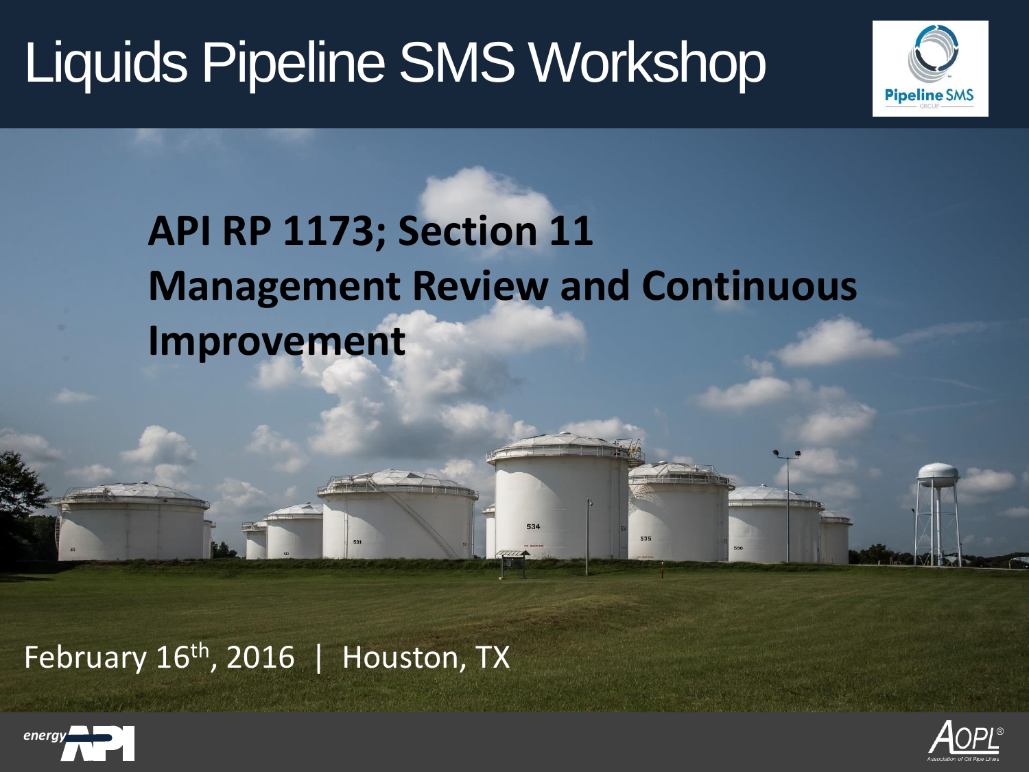# Liquids Pipeline SMS Workshop

## API RP 1173; Section 11 Management Review and Continuous Improvement

February 16th, 2016 | Houston, TX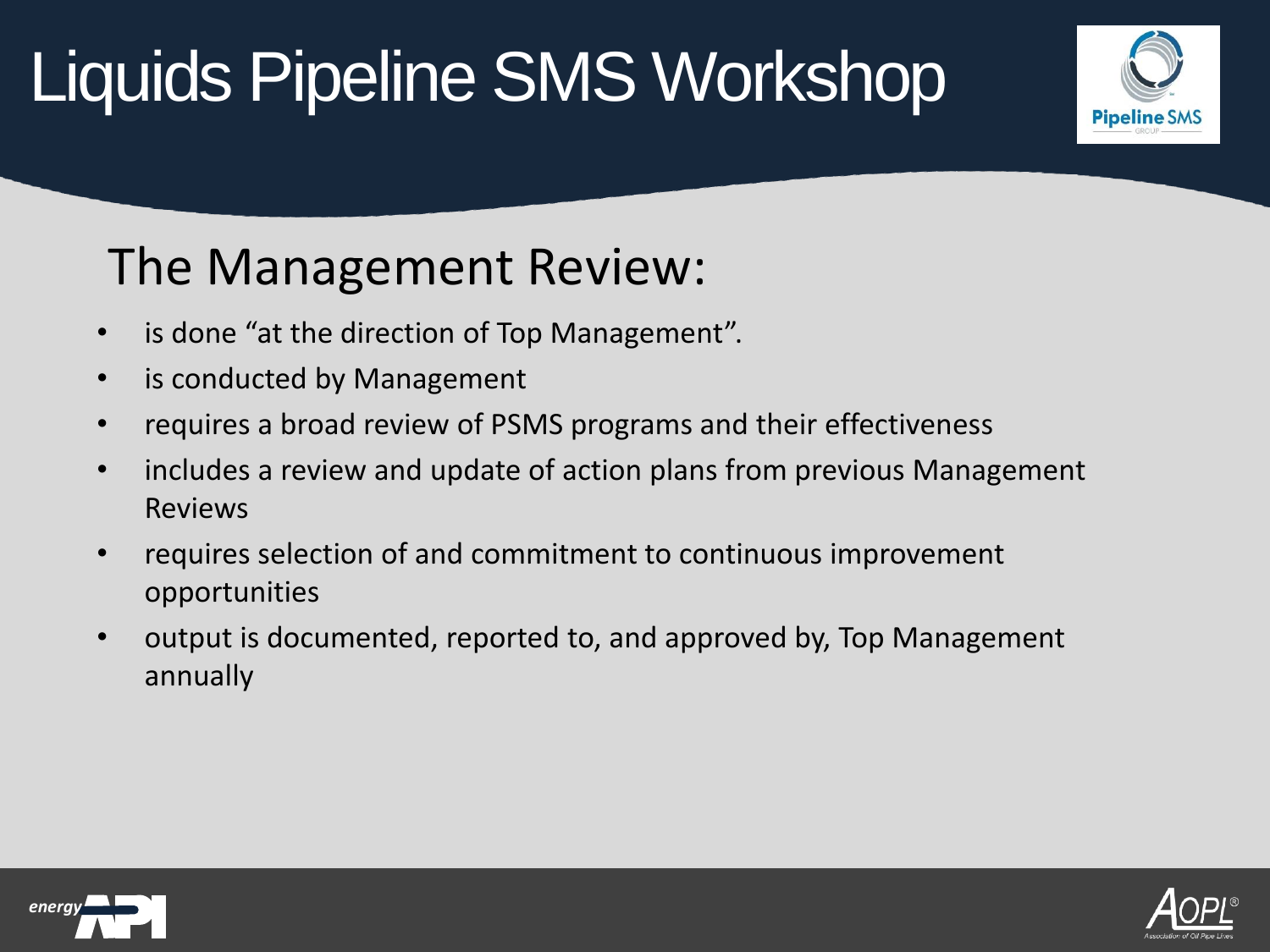# Liquids Pipeline SMS Workshop

## The Management Review:

- is done "at the direction of Top Management".
- is conducted by Management
- requires a broad review of PSMS programs and their effectiveness
- includes a review and update of action plans from previous Management Reviews
- requires selection of and commitment to continuous improvement opportunities
- output is documented, reported to, and approved by, Top Management annually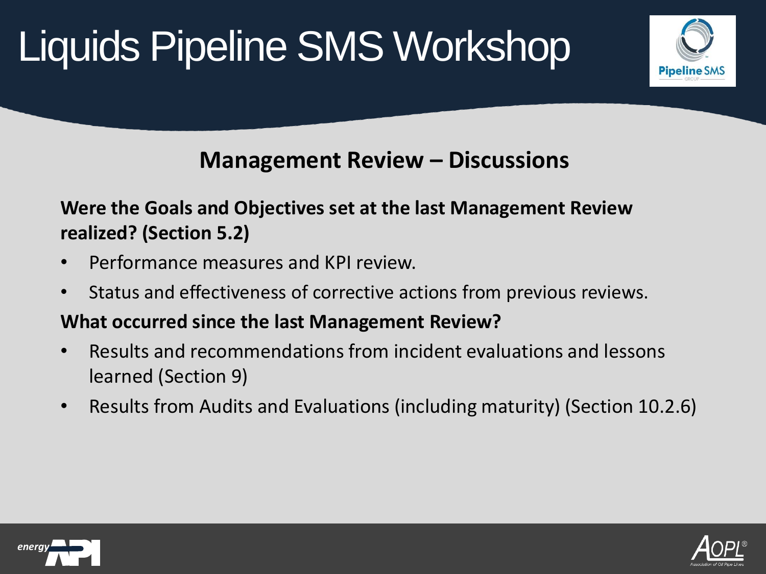# Liquids Pipeline SMS Workshop

## Management Review – Discussions

**Were the Goals and Objectives set at the last Management Review realized? (Section 5.2)**

- Performance measures and KPI review.
- Status and effectiveness of corrective actions from previous reviews.

**What occurred since the last Management Review?**

- Results and recommendations from incident evaluations and lessons learned (Section 9)
- Results from Audits and Evaluations (including maturity) (Section 10.2.6)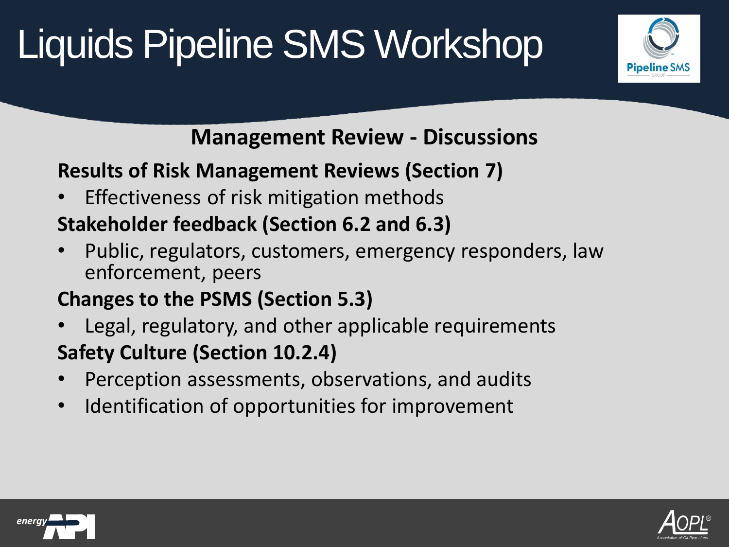# Liquids Pipeline SMS Workshop

## Management Review - Discussions

**Results of Risk Management Reviews (Section 7)**

- Effectiveness of risk mitigation methods

**Stakeholder feedback (Section 6.2 and 6.3)**

- Public, regulators, customers, emergency responders, law enforcement, peers

**Changes to the PSMS (Section 5.3)**

- Legal, regulatory, and other applicable requirements

**Safety Culture (Section 10.2.4)**

- Perception assessments, observations, and audits
- Identification of opportunities for improvement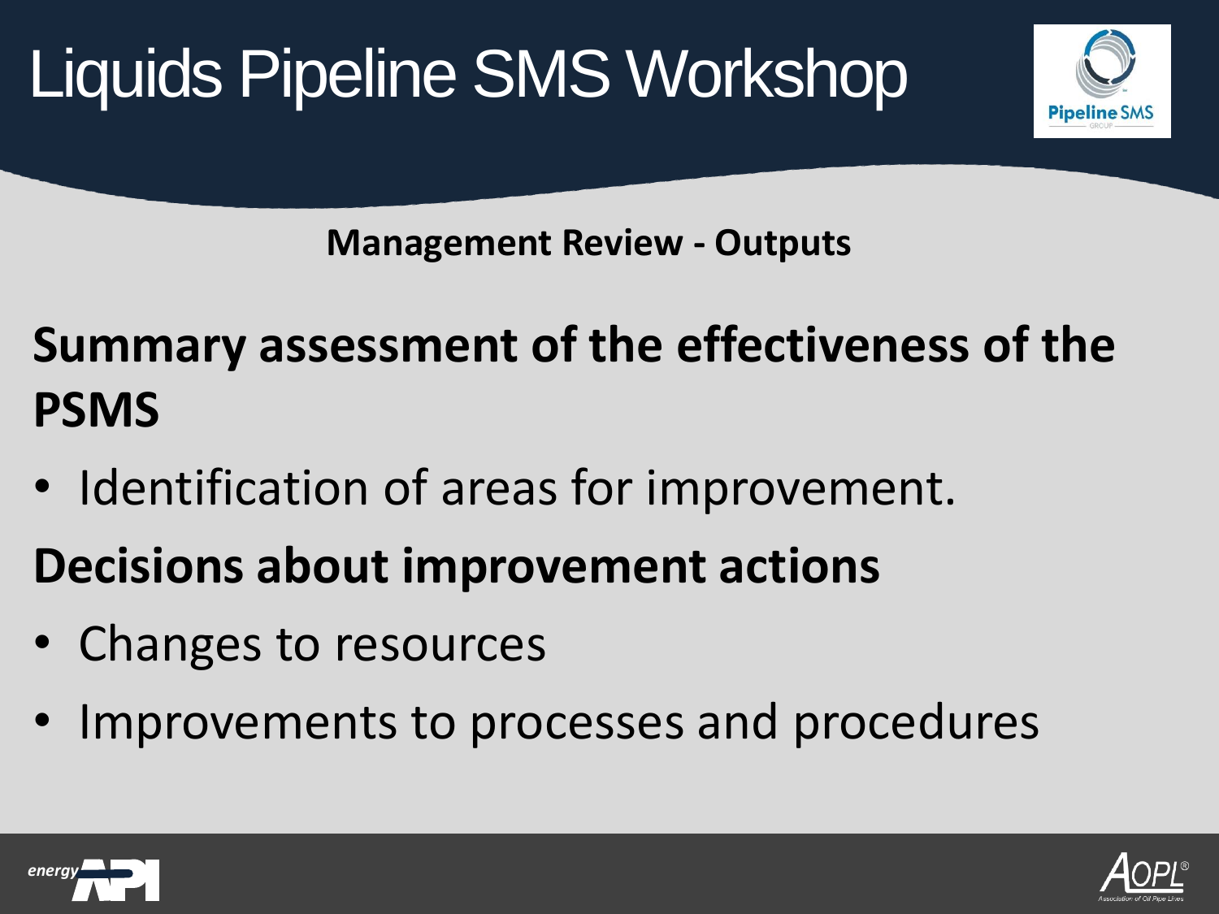# Liquids Pipeline SMS Workshop

## Management Review - Outputs

**Summary assessment of the effectiveness of the PSMS**

- Identification of areas for improvement.

**Decisions about improvement actions**

- Changes to resources
- Improvements to processes and procedures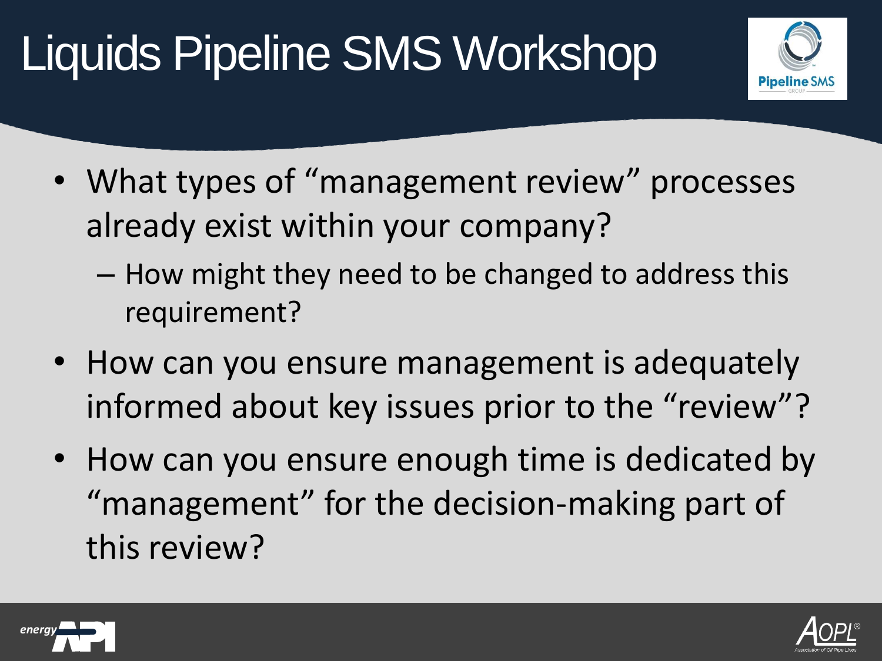# Liquids Pipeline SMS Workshop

- What types of “management review” processes already exist within your company?
  - How might they need to be changed to address this requirement?
- How can you ensure management is adequately informed about key issues prior to the “review”?
- How can you ensure enough time is dedicated by “management” for the decision-making part of this review?